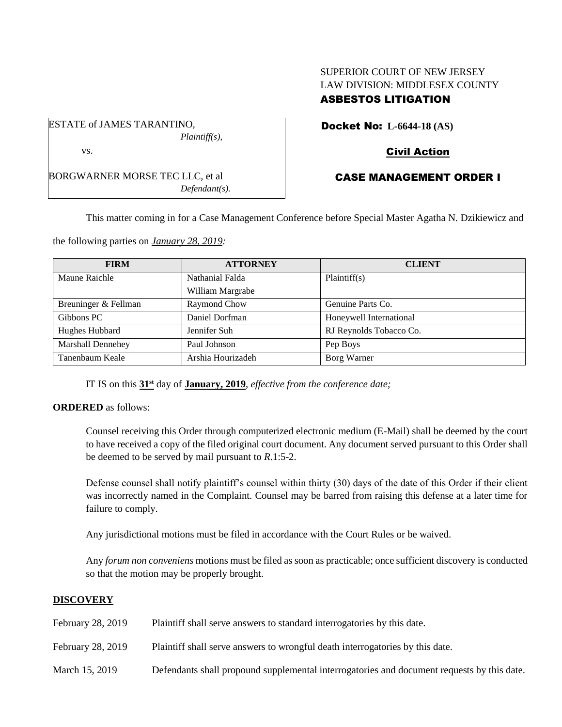SUPERIOR COURT OF NEW JERSEY
LAW DIVISION: MIDDLESEX COUNTY
**ASBESTOS LITIGATION**

ESTATE of JAMES TARANTINO,
*Plaintiff(s),*

vs.

BORGWARNER MORSE TEC LLC, et al
*Defendant(s).*

**Docket No: L-6644-18 (AS)**

**Civil Action**

**CASE MANAGEMENT ORDER I**

This matter coming in for a Case Management Conference before Special Master Agatha N. Dzikiewicz and the following parties on *January 28, 2019:*

| FIRM | ATTORNEY | CLIENT |
|---|---|---|
| Maune Raichle | Nathanial Falda<br>William Margrabe | Plaintiff(s) |
| Breuninger & Fellman | Raymond Chow | Genuine Parts Co. |
| Gibbons PC | Daniel Dorfman | Honeywell International |
| Hughes Hubbard | Jennifer Suh | RJ Reynolds Tobacco Co. |
| Marshall Dennehey | Paul Johnson | Pep Boys |
| Tanenbaum Keale | Arshia Hourizadeh | Borg Warner |

IT IS on this **31st** day of **January, 2019**, *effective from the conference date;*

**ORDERED** as follows:

Counsel receiving this Order through computerized electronic medium (E-Mail) shall be deemed by the court to have received a copy of the filed original court document. Any document served pursuant to this Order shall be deemed to be served by mail pursuant to *R*.1:5-2.

Defense counsel shall notify plaintiff's counsel within thirty (30) days of the date of this Order if their client was incorrectly named in the Complaint. Counsel may be barred from raising this defense at a later time for failure to comply.

Any jurisdictional motions must be filed in accordance with the Court Rules or be waived.

Any *forum non conveniens* motions must be filed as soon as practicable; once sufficient discovery is conducted so that the motion may be properly brought.

**DISCOVERY**

| | |
|---|---|
| February 28, 2019 | Plaintiff shall serve answers to standard interrogatories by this date. |
| February 28, 2019 | Plaintiff shall serve answers to wrongful death interrogatories by this date. |
| March 15, 2019 | Defendants shall propound supplemental interrogatories and document requests by this date. |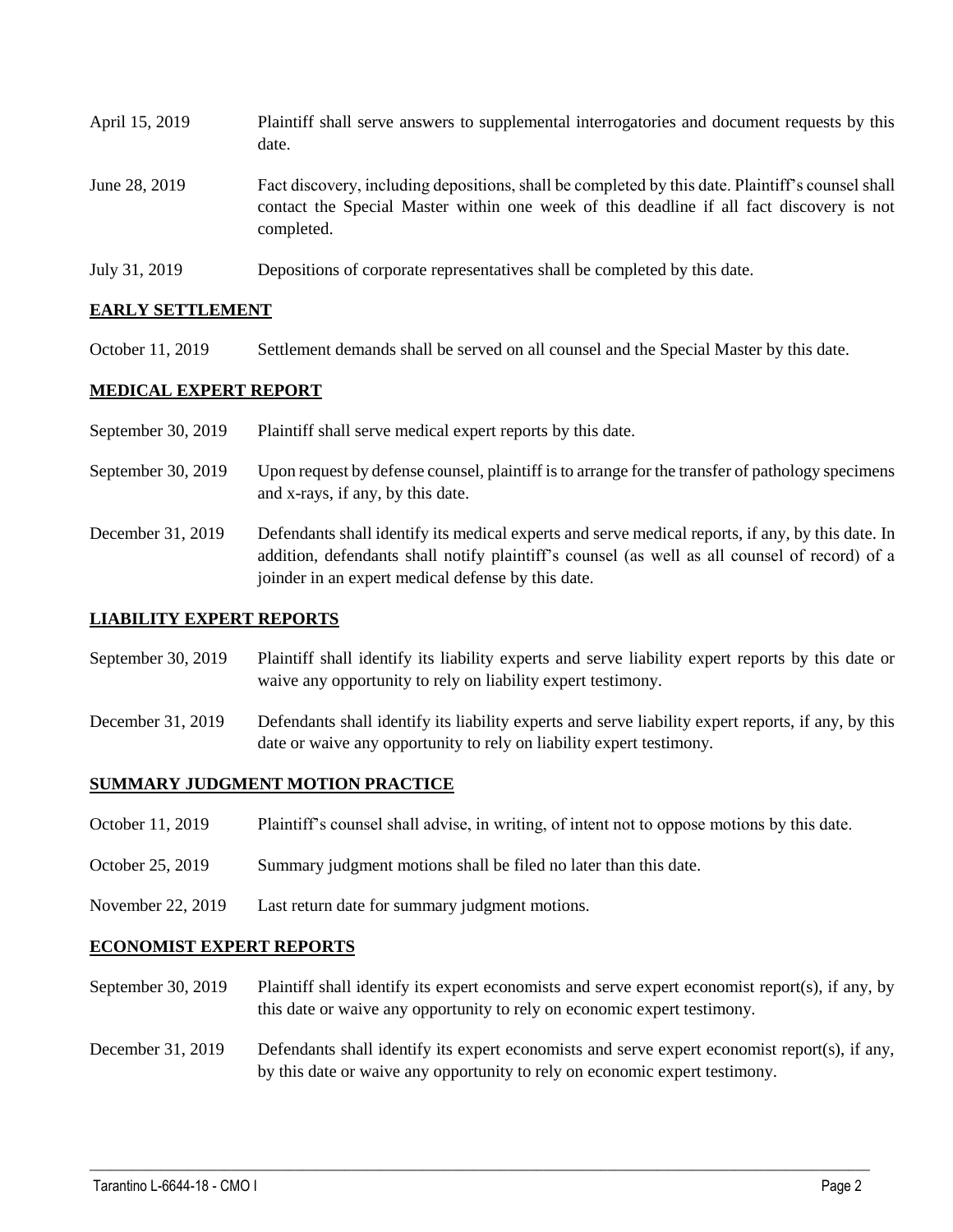| | |
|---|---|
| April 15, 2019 | Plaintiff shall serve answers to supplemental interrogatories and document requests by this date. |
| June 28, 2019 | Fact discovery, including depositions, shall be completed by this date. Plaintiff's counsel shall contact the Special Master within one week of this deadline if all fact discovery is not completed. |
| July 31, 2019 | Depositions of corporate representatives shall be completed by this date. |

## **EARLY SETTLEMENT**

| | |
|---|---|
| October 11, 2019 | Settlement demands shall be served on all counsel and the Special Master by this date. |

## **MEDICAL EXPERT REPORT**

| | |
|---|---|
| September 30, 2019 | Plaintiff shall serve medical expert reports by this date. |
| September 30, 2019 | Upon request by defense counsel, plaintiff is to arrange for the transfer of pathology specimens and x-rays, if any, by this date. |
| December 31, 2019 | Defendants shall identify its medical experts and serve medical reports, if any, by this date. In addition, defendants shall notify plaintiff's counsel (as well as all counsel of record) of a joinder in an expert medical defense by this date. |

## **LIABILITY EXPERT REPORTS**

| | |
|---|---|
| September 30, 2019 | Plaintiff shall identify its liability experts and serve liability expert reports by this date or waive any opportunity to rely on liability expert testimony. |
| December 31, 2019 | Defendants shall identify its liability experts and serve liability expert reports, if any, by this date or waive any opportunity to rely on liability expert testimony. |

## **SUMMARY JUDGMENT MOTION PRACTICE**

| | |
|---|---|
| October 11, 2019 | Plaintiff's counsel shall advise, in writing, of intent not to oppose motions by this date. |
| October 25, 2019 | Summary judgment motions shall be filed no later than this date. |
| November 22, 2019 | Last return date for summary judgment motions. |

## **ECONOMIST EXPERT REPORTS**

| | |
|---|---|
| September 30, 2019 | Plaintiff shall identify its expert economists and serve expert economist report(s), if any, by this date or waive any opportunity to rely on economic expert testimony. |
| December 31, 2019 | Defendants shall identify its expert economists and serve expert economist report(s), if any, by this date or waive any opportunity to rely on economic expert testimony. |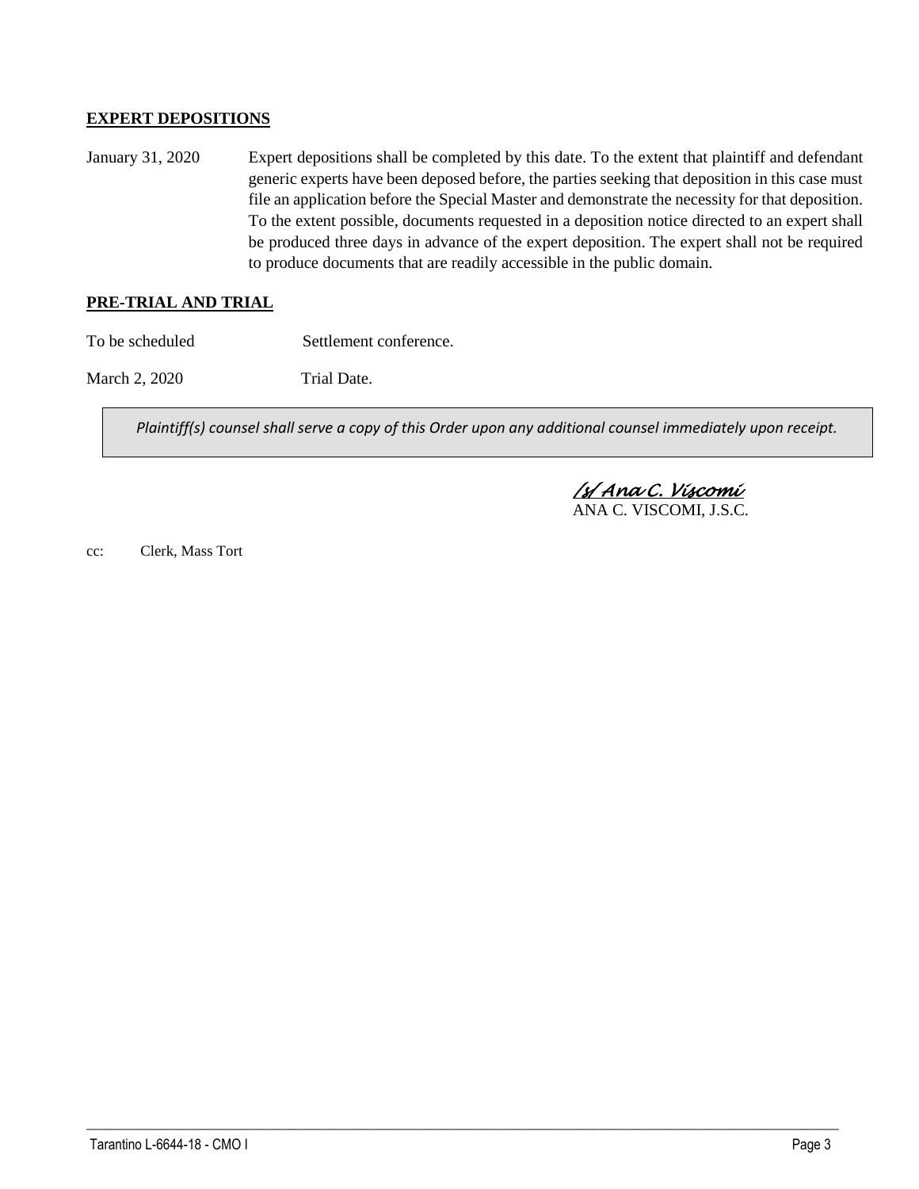**EXPERT DEPOSITIONS**

| | |
|---|---|
| January 31, 2020 | Expert depositions shall be completed by this date. To the extent that plaintiff and defendant generic experts have been deposed before, the parties seeking that deposition in this case must file an application before the Special Master and demonstrate the necessity for that deposition. To the extent possible, documents requested in a deposition notice directed to an expert shall be produced three days in advance of the expert deposition. The expert shall not be required to produce documents that are readily accessible in the public domain. |

**PRE-TRIAL AND TRIAL**

| | |
|---|---|
| To be scheduled | Settlement conference. |
| March 2, 2020 | Trial Date. |

*Plaintiff(s) counsel shall serve a copy of this Order upon any additional counsel immediately upon receipt.*

/s/ Ana C. Viscomi
ANA C. VISCOMI, J.S.C.

cc: Clerk, Mass Tort